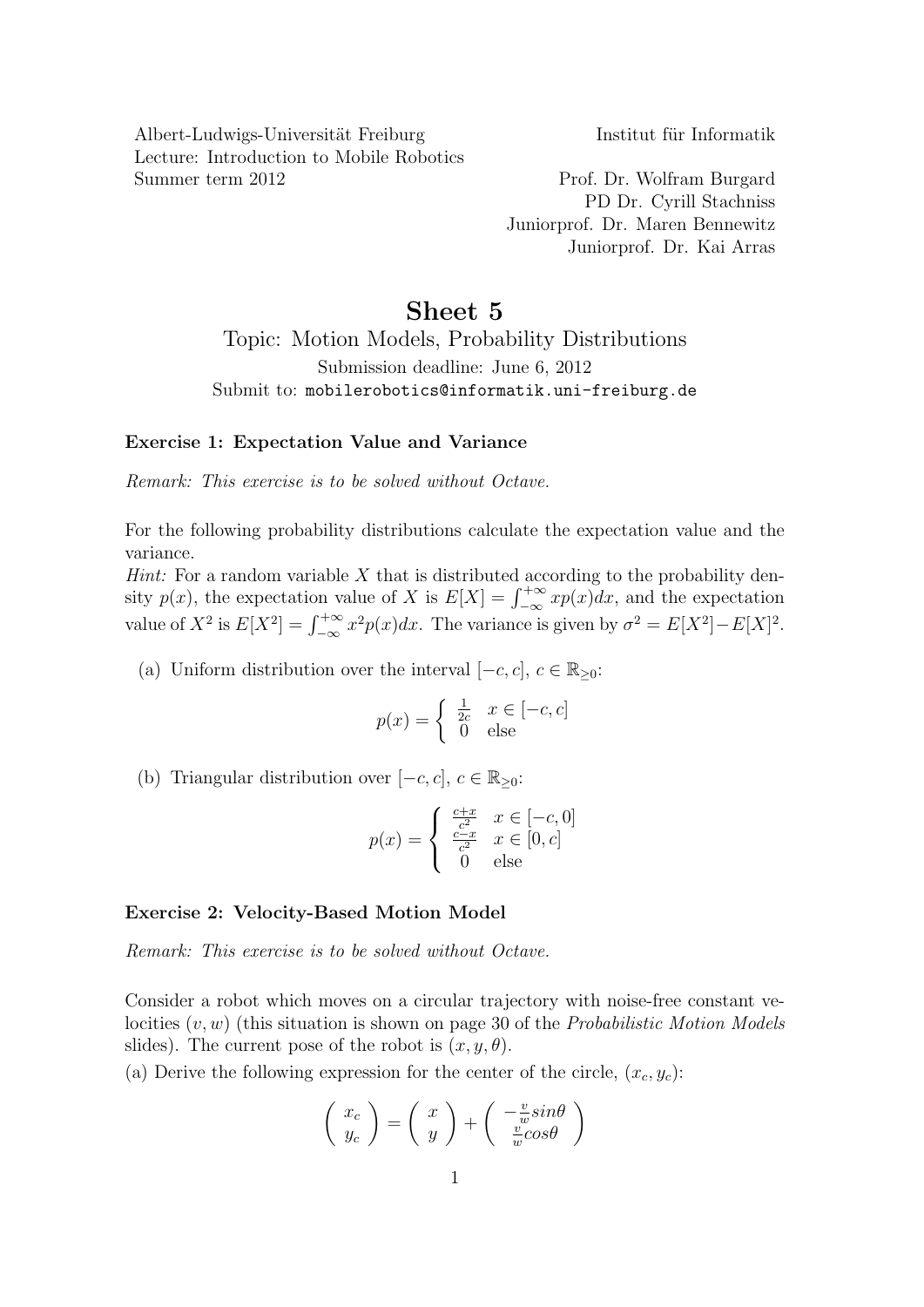Albert-Ludwigs-Universität Freiburg
Lecture: Introduction to Mobile Robotics
Summer term 2012

Institut für Informatik

Prof. Dr. Wolfram Burgard
PD Dr. Cyrill Stachniss
Juniorprof. Dr. Maren Bennewitz
Juniorprof. Dr. Kai Arras

# Sheet 5

## Topic: Motion Models, Probability Distributions

Submission deadline: June 6, 2012
Submit to: `mobilerobotics@informatik.uni-freiburg.de`

### Exercise 1: Expectation Value and Variance

*Remark: This exercise is to be solved without Octave.*

For the following probability distributions calculate the expectation value and the variance.
*Hint:* For a random variable $X$ that is distributed according to the probability density $p(x)$, the expectation value of $X$ is $E[X] = \int_{-\infty}^{+\infty} x p(x) dx$, and the expectation value of $X^2$ is $E[X^2] = \int_{-\infty}^{+\infty} x^2 p(x) dx$. The variance is given by $\sigma^2 = E[X^2] - E[X]^2$.

(a) Uniform distribution over the interval $[-c, c]$, $c \in \mathbb{R}_{\geq 0}$:

$$p(x) = \begin{cases} \frac{1}{2c} & x \in [-c, c] \\ 0 & \text{else} \end{cases}$$

(b) Triangular distribution over $[-c, c]$, $c \in \mathbb{R}_{\geq 0}$:

$$p(x) = \begin{cases} \frac{c+x}{c^2} & x \in [-c, 0] \\ \frac{c-x}{c^2} & x \in [0, c] \\ 0 & \text{else} \end{cases}$$

### Exercise 2: Velocity-Based Motion Model

*Remark: This exercise is to be solved without Octave.*

Consider a robot which moves on a circular trajectory with noise-free constant velocities $(v, w)$ (this situation is shown on page 30 of the *Probabilistic Motion Models* slides). The current pose of the robot is $(x, y, \theta)$.

(a) Derive the following expression for the center of the circle, $(x_c, y_c)$:

$$\begin{pmatrix} x_c \\ y_c \end{pmatrix} = \begin{pmatrix} x \\ y \end{pmatrix} + \begin{pmatrix} -\frac{v}{w} sin\theta \\ \frac{v}{w} cos\theta \end{pmatrix}$$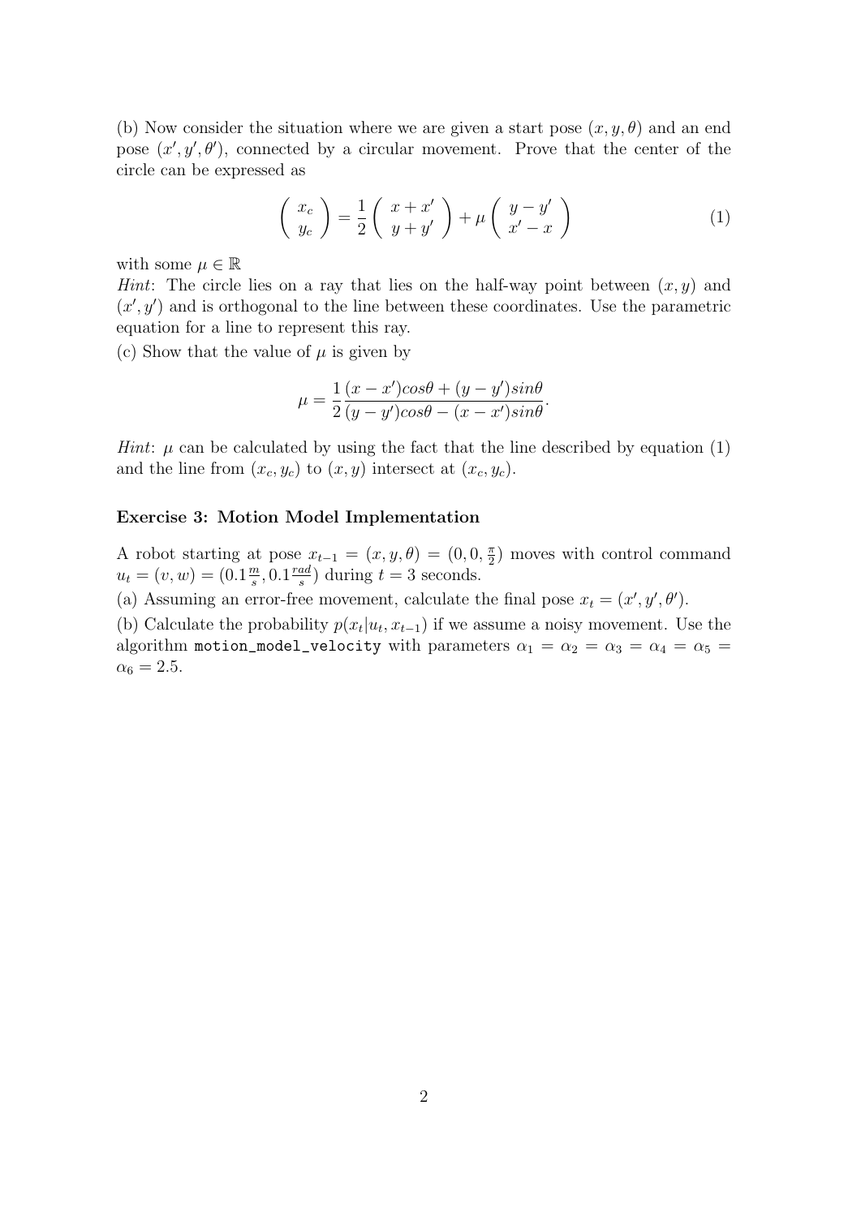(b) Now consider the situation where we are given a start pose $(x, y, \theta)$ and an end pose $(x', y', \theta')$, connected by a circular movement. Prove that the center of the circle can be expressed as

$$\begin{pmatrix} x_c \\ y_c \end{pmatrix} = \frac{1}{2} \begin{pmatrix} x + x' \\ y + y' \end{pmatrix} + \mu \begin{pmatrix} y - y' \\ x' - x \end{pmatrix} \tag{1}$$

with some $\mu \in \mathbb{R}$

*Hint*: The circle lies on a ray that lies on the half-way point between $(x, y)$ and $(x', y')$ and is orthogonal to the line between these coordinates. Use the parametric equation for a line to represent this ray.

(c) Show that the value of $\mu$ is given by

$$\mu = \frac{1}{2} \frac{(x - x')cos\theta + (y - y')sin\theta}{(y - y')cos\theta - (x - x')sin\theta}.$$

*Hint*: $\mu$ can be calculated by using the fact that the line described by equation (1) and the line from $(x_c, y_c)$ to $(x, y)$ intersect at $(x_c, y_c)$.

### Exercise 3: Motion Model Implementation

A robot starting at pose $x_{t-1} = (x, y, \theta) = (0, 0, \frac{\pi}{2})$ moves with control command $u_t = (v, w) = (0.1\frac{m}{s}, 0.1\frac{rad}{s})$ during $t = 3$ seconds.

(a) Assuming an error-free movement, calculate the final pose $x_t = (x', y', \theta')$.

(b) Calculate the probability $p(x_t|u_t, x_{t-1})$ if we assume a noisy movement. Use the algorithm `motion_model_velocity` with parameters $\alpha_1 = \alpha_2 = \alpha_3 = \alpha_4 = \alpha_5 = \alpha_6 = 2.5$.